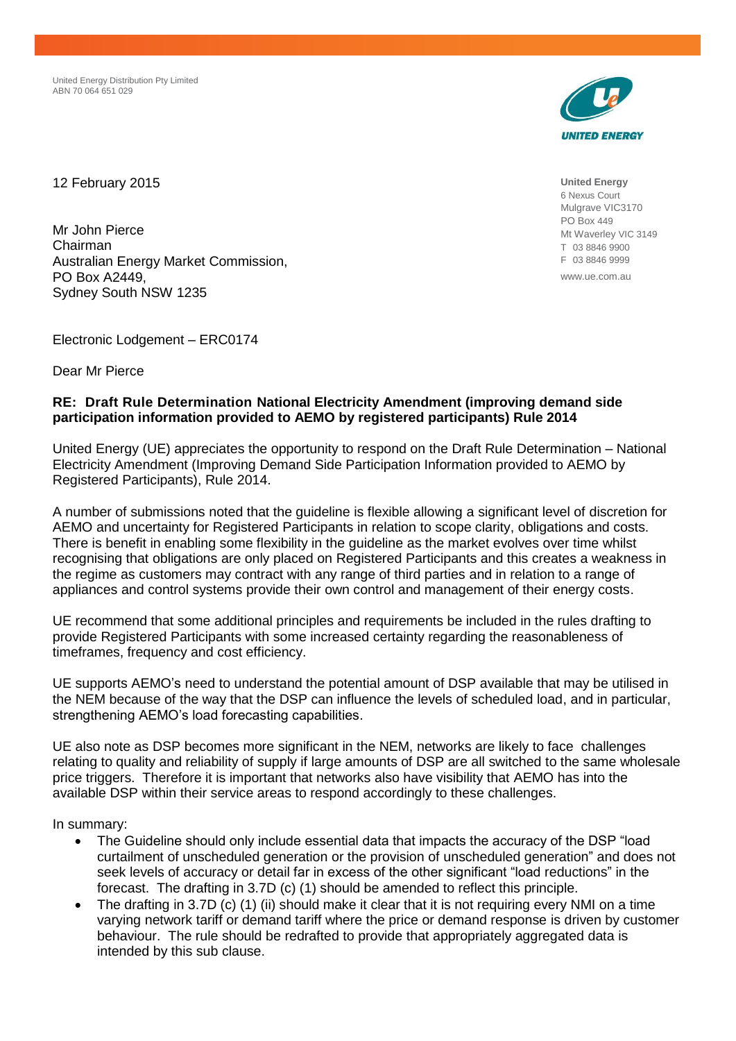United Energy Distribution Pty Limited
ABN 70 064 651 029

**United Energy**
6 Nexus Court
Mulgrave VIC3170
PO Box 449
Mt Waverley VIC 3149
T 03 8846 9900
F 03 8846 9999
www.ue.com.au

12 February 2015

Mr John Pierce
Chairman
Australian Energy Market Commission,
PO Box A2449,
Sydney South NSW 1235

Electronic Lodgement – ERC0174

Dear Mr Pierce

**RE: Draft Rule Determination National Electricity Amendment (improving demand side participation information provided to AEMO by registered participants) Rule 2014**

United Energy (UE) appreciates the opportunity to respond on the Draft Rule Determination – National Electricity Amendment (Improving Demand Side Participation Information provided to AEMO by Registered Participants), Rule 2014.

A number of submissions noted that the guideline is flexible allowing a significant level of discretion for AEMO and uncertainty for Registered Participants in relation to scope clarity, obligations and costs. There is benefit in enabling some flexibility in the guideline as the market evolves over time whilst recognising that obligations are only placed on Registered Participants and this creates a weakness in the regime as customers may contract with any range of third parties and in relation to a range of appliances and control systems provide their own control and management of their energy costs.

UE recommend that some additional principles and requirements be included in the rules drafting to provide Registered Participants with some increased certainty regarding the reasonableness of timeframes, frequency and cost efficiency.

UE supports AEMO's need to understand the potential amount of DSP available that may be utilised in the NEM because of the way that the DSP can influence the levels of scheduled load, and in particular, strengthening AEMO's load forecasting capabilities.

UE also note as DSP becomes more significant in the NEM, networks are likely to face challenges relating to quality and reliability of supply if large amounts of DSP are all switched to the same wholesale price triggers. Therefore it is important that networks also have visibility that AEMO has into the available DSP within their service areas to respond accordingly to these challenges.

In summary:

- The Guideline should only include essential data that impacts the accuracy of the DSP "load curtailment of unscheduled generation or the provision of unscheduled generation" and does not seek levels of accuracy or detail far in excess of the other significant "load reductions" in the forecast. The drafting in 3.7D (c) (1) should be amended to reflect this principle.
- The drafting in 3.7D (c) (1) (ii) should make it clear that it is not requiring every NMI on a time varying network tariff or demand tariff where the price or demand response is driven by customer behaviour. The rule should be redrafted to provide that appropriately aggregated data is intended by this sub clause.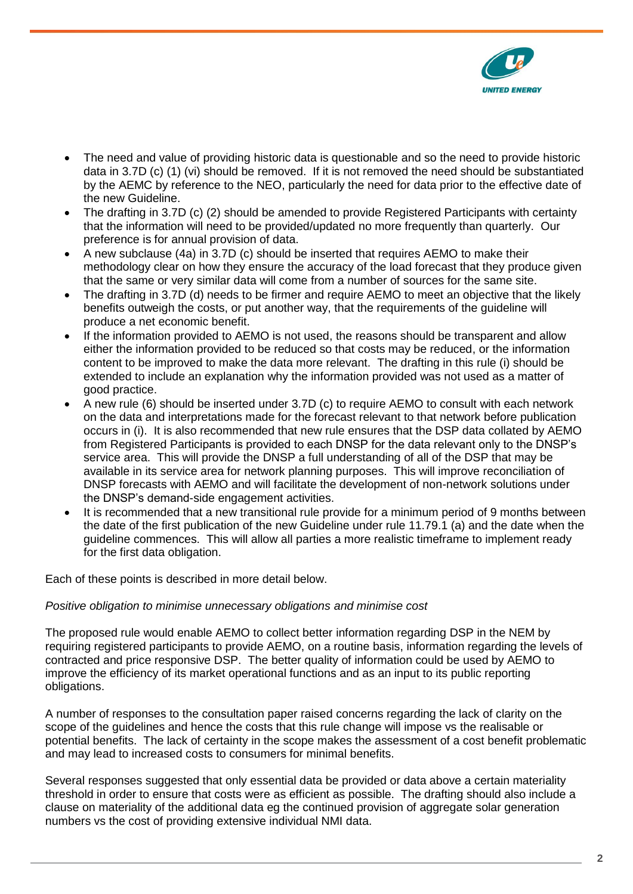- The need and value of providing historic data is questionable and so the need to provide historic data in 3.7D (c) (1) (vi) should be removed. If it is not removed the need should be substantiated by the AEMC by reference to the NEO, particularly the need for data prior to the effective date of the new Guideline.
- The drafting in 3.7D (c) (2) should be amended to provide Registered Participants with certainty that the information will need to be provided/updated no more frequently than quarterly. Our preference is for annual provision of data.
- A new subclause (4a) in 3.7D (c) should be inserted that requires AEMO to make their methodology clear on how they ensure the accuracy of the load forecast that they produce given that the same or very similar data will come from a number of sources for the same site.
- The drafting in 3.7D (d) needs to be firmer and require AEMO to meet an objective that the likely benefits outweigh the costs, or put another way, that the requirements of the guideline will produce a net economic benefit.
- If the information provided to AEMO is not used, the reasons should be transparent and allow either the information provided to be reduced so that costs may be reduced, or the information content to be improved to make the data more relevant. The drafting in this rule (i) should be extended to include an explanation why the information provided was not used as a matter of good practice.
- A new rule (6) should be inserted under 3.7D (c) to require AEMO to consult with each network on the data and interpretations made for the forecast relevant to that network before publication occurs in (i). It is also recommended that new rule ensures that the DSP data collated by AEMO from Registered Participants is provided to each DNSP for the data relevant only to the DNSP's service area. This will provide the DNSP a full understanding of all of the DSP that may be available in its service area for network planning purposes. This will improve reconciliation of DNSP forecasts with AEMO and will facilitate the development of non-network solutions under the DNSP's demand-side engagement activities.
- It is recommended that a new transitional rule provide for a minimum period of 9 months between the date of the first publication of the new Guideline under rule 11.79.1 (a) and the date when the guideline commences. This will allow all parties a more realistic timeframe to implement ready for the first data obligation.

Each of these points is described in more detail below.

*Positive obligation to minimise unnecessary obligations and minimise cost*

The proposed rule would enable AEMO to collect better information regarding DSP in the NEM by requiring registered participants to provide AEMO, on a routine basis, information regarding the levels of contracted and price responsive DSP. The better quality of information could be used by AEMO to improve the efficiency of its market operational functions and as an input to its public reporting obligations.

A number of responses to the consultation paper raised concerns regarding the lack of clarity on the scope of the guidelines and hence the costs that this rule change will impose vs the realisable or potential benefits. The lack of certainty in the scope makes the assessment of a cost benefit problematic and may lead to increased costs to consumers for minimal benefits.

Several responses suggested that only essential data be provided or data above a certain materiality threshold in order to ensure that costs were as efficient as possible. The drafting should also include a clause on materiality of the additional data eg the continued provision of aggregate solar generation numbers vs the cost of providing extensive individual NMI data.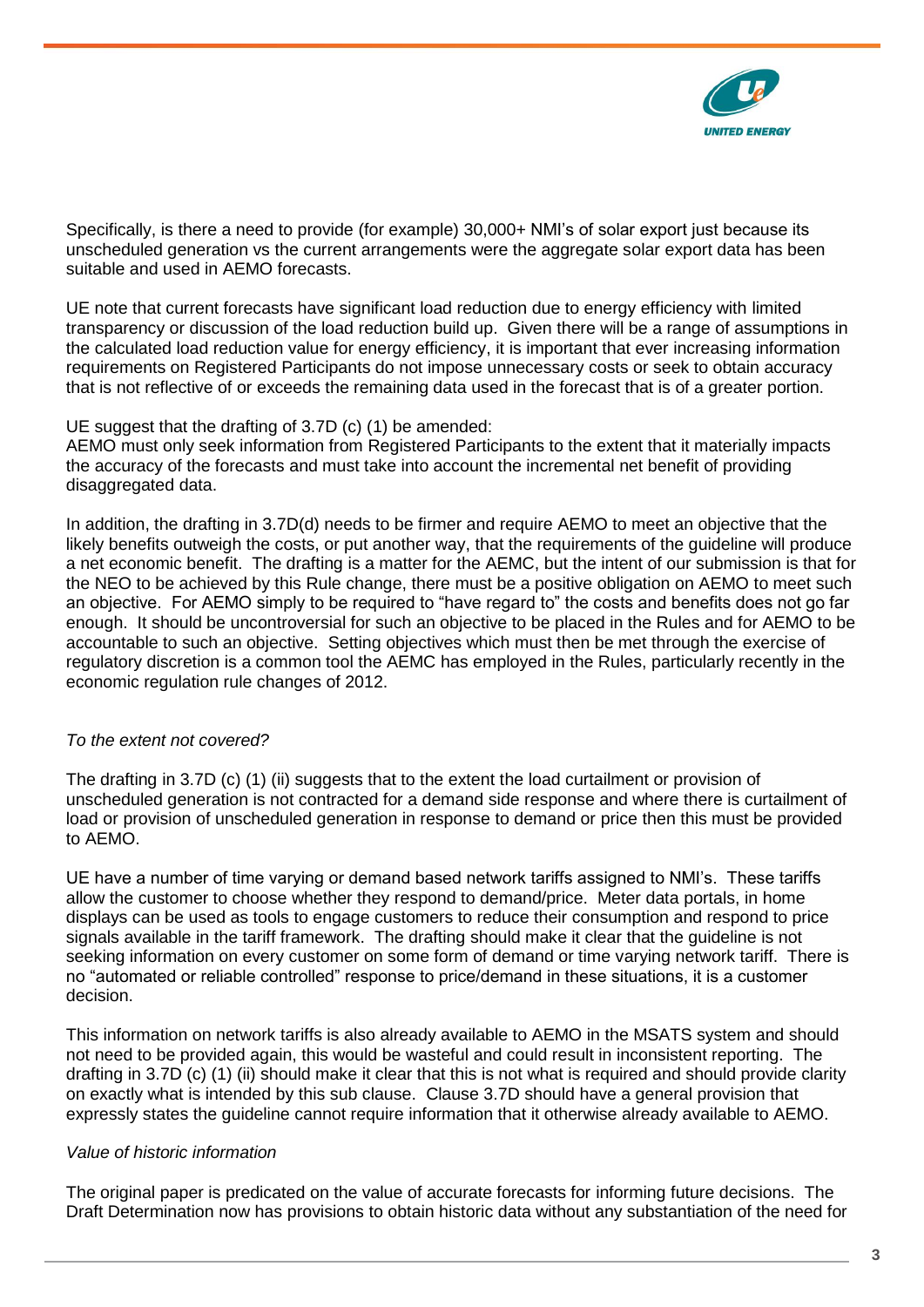Specifically, is there a need to provide (for example) 30,000+ NMI's of solar export just because its unscheduled generation vs the current arrangements were the aggregate solar export data has been suitable and used in AEMO forecasts.

UE note that current forecasts have significant load reduction due to energy efficiency with limited transparency or discussion of the load reduction build up. Given there will be a range of assumptions in the calculated load reduction value for energy efficiency, it is important that ever increasing information requirements on Registered Participants do not impose unnecessary costs or seek to obtain accuracy that is not reflective of or exceeds the remaining data used in the forecast that is of a greater portion.

UE suggest that the drafting of 3.7D (c) (1) be amended:
AEMO must only seek information from Registered Participants to the extent that it materially impacts the accuracy of the forecasts and must take into account the incremental net benefit of providing disaggregated data.

In addition, the drafting in 3.7D(d) needs to be firmer and require AEMO to meet an objective that the likely benefits outweigh the costs, or put another way, that the requirements of the guideline will produce a net economic benefit. The drafting is a matter for the AEMC, but the intent of our submission is that for the NEO to be achieved by this Rule change, there must be a positive obligation on AEMO to meet such an objective. For AEMO simply to be required to "have regard to" the costs and benefits does not go far enough. It should be uncontroversial for such an objective to be placed in the Rules and for AEMO to be accountable to such an objective. Setting objectives which must then be met through the exercise of regulatory discretion is a common tool the AEMC has employed in the Rules, particularly recently in the economic regulation rule changes of 2012.

*To the extent not covered?*

The drafting in 3.7D (c) (1) (ii) suggests that to the extent the load curtailment or provision of unscheduled generation is not contracted for a demand side response and where there is curtailment of load or provision of unscheduled generation in response to demand or price then this must be provided to AEMO.

UE have a number of time varying or demand based network tariffs assigned to NMI's. These tariffs allow the customer to choose whether they respond to demand/price. Meter data portals, in home displays can be used as tools to engage customers to reduce their consumption and respond to price signals available in the tariff framework. The drafting should make it clear that the guideline is not seeking information on every customer on some form of demand or time varying network tariff. There is no "automated or reliable controlled" response to price/demand in these situations, it is a customer decision.

This information on network tariffs is also already available to AEMO in the MSATS system and should not need to be provided again, this would be wasteful and could result in inconsistent reporting. The drafting in 3.7D (c) (1) (ii) should make it clear that this is not what is required and should provide clarity on exactly what is intended by this sub clause. Clause 3.7D should have a general provision that expressly states the guideline cannot require information that it otherwise already available to AEMO.

*Value of historic information*

The original paper is predicated on the value of accurate forecasts for informing future decisions. The Draft Determination now has provisions to obtain historic data without any substantiation of the need for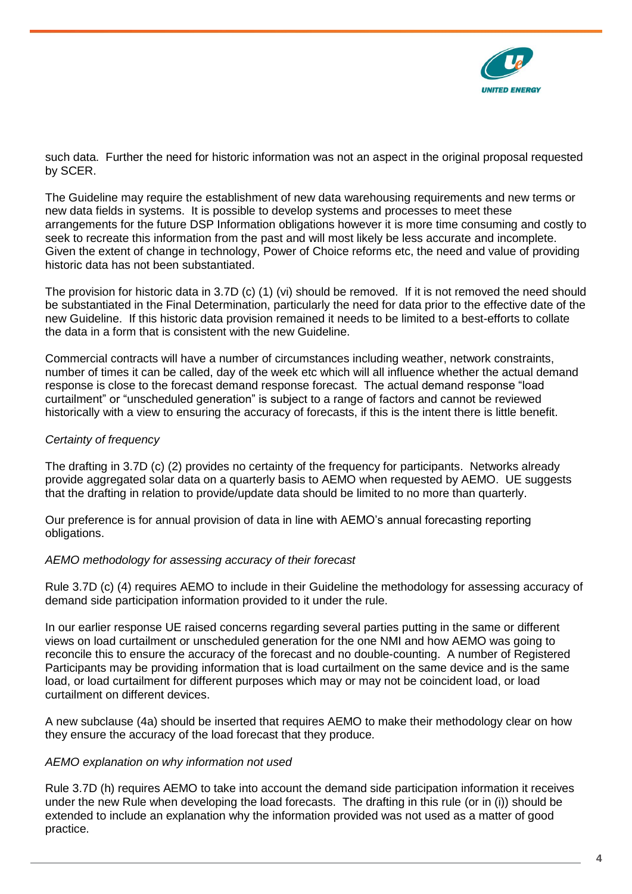such data. Further the need for historic information was not an aspect in the original proposal requested by SCER.

The Guideline may require the establishment of new data warehousing requirements and new terms or new data fields in systems. It is possible to develop systems and processes to meet these arrangements for the future DSP Information obligations however it is more time consuming and costly to seek to recreate this information from the past and will most likely be less accurate and incomplete. Given the extent of change in technology, Power of Choice reforms etc, the need and value of providing historic data has not been substantiated.

The provision for historic data in 3.7D (c) (1) (vi) should be removed. If it is not removed the need should be substantiated in the Final Determination, particularly the need for data prior to the effective date of the new Guideline. If this historic data provision remained it needs to be limited to a best-efforts to collate the data in a form that is consistent with the new Guideline.

Commercial contracts will have a number of circumstances including weather, network constraints, number of times it can be called, day of the week etc which will all influence whether the actual demand response is close to the forecast demand response forecast. The actual demand response "load curtailment" or "unscheduled generation" is subject to a range of factors and cannot be reviewed historically with a view to ensuring the accuracy of forecasts, if this is the intent there is little benefit.

*Certainty of frequency*

The drafting in 3.7D (c) (2) provides no certainty of the frequency for participants. Networks already provide aggregated solar data on a quarterly basis to AEMO when requested by AEMO. UE suggests that the drafting in relation to provide/update data should be limited to no more than quarterly.

Our preference is for annual provision of data in line with AEMO's annual forecasting reporting obligations.

*AEMO methodology for assessing accuracy of their forecast*

Rule 3.7D (c) (4) requires AEMO to include in their Guideline the methodology for assessing accuracy of demand side participation information provided to it under the rule.

In our earlier response UE raised concerns regarding several parties putting in the same or different views on load curtailment or unscheduled generation for the one NMI and how AEMO was going to reconcile this to ensure the accuracy of the forecast and no double-counting. A number of Registered Participants may be providing information that is load curtailment on the same device and is the same load, or load curtailment for different purposes which may or may not be coincident load, or load curtailment on different devices.

A new subclause (4a) should be inserted that requires AEMO to make their methodology clear on how they ensure the accuracy of the load forecast that they produce.

*AEMO explanation on why information not used*

Rule 3.7D (h) requires AEMO to take into account the demand side participation information it receives under the new Rule when developing the load forecasts. The drafting in this rule (or in (i)) should be extended to include an explanation why the information provided was not used as a matter of good practice.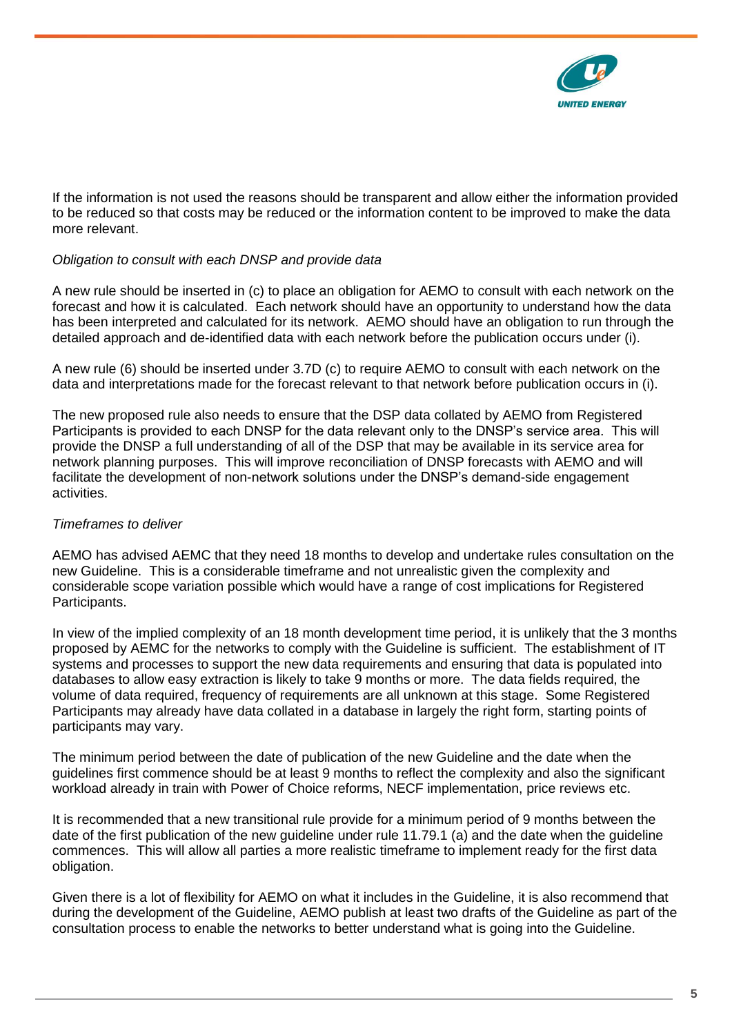If the information is not used the reasons should be transparent and allow either the information provided to be reduced so that costs may be reduced or the information content to be improved to make the data more relevant.

*Obligation to consult with each DNSP and provide data*

A new rule should be inserted in (c) to place an obligation for AEMO to consult with each network on the forecast and how it is calculated. Each network should have an opportunity to understand how the data has been interpreted and calculated for its network. AEMO should have an obligation to run through the detailed approach and de-identified data with each network before the publication occurs under (i).

A new rule (6) should be inserted under 3.7D (c) to require AEMO to consult with each network on the data and interpretations made for the forecast relevant to that network before publication occurs in (i).

The new proposed rule also needs to ensure that the DSP data collated by AEMO from Registered Participants is provided to each DNSP for the data relevant only to the DNSP's service area. This will provide the DNSP a full understanding of all of the DSP that may be available in its service area for network planning purposes. This will improve reconciliation of DNSP forecasts with AEMO and will facilitate the development of non-network solutions under the DNSP's demand-side engagement activities.

*Timeframes to deliver*

AEMO has advised AEMC that they need 18 months to develop and undertake rules consultation on the new Guideline. This is a considerable timeframe and not unrealistic given the complexity and considerable scope variation possible which would have a range of cost implications for Registered Participants.

In view of the implied complexity of an 18 month development time period, it is unlikely that the 3 months proposed by AEMC for the networks to comply with the Guideline is sufficient. The establishment of IT systems and processes to support the new data requirements and ensuring that data is populated into databases to allow easy extraction is likely to take 9 months or more. The data fields required, the volume of data required, frequency of requirements are all unknown at this stage. Some Registered Participants may already have data collated in a database in largely the right form, starting points of participants may vary.

The minimum period between the date of publication of the new Guideline and the date when the guidelines first commence should be at least 9 months to reflect the complexity and also the significant workload already in train with Power of Choice reforms, NECF implementation, price reviews etc.

It is recommended that a new transitional rule provide for a minimum period of 9 months between the date of the first publication of the new guideline under rule 11.79.1 (a) and the date when the guideline commences. This will allow all parties a more realistic timeframe to implement ready for the first data obligation.

Given there is a lot of flexibility for AEMO on what it includes in the Guideline, it is also recommend that during the development of the Guideline, AEMO publish at least two drafts of the Guideline as part of the consultation process to enable the networks to better understand what is going into the Guideline.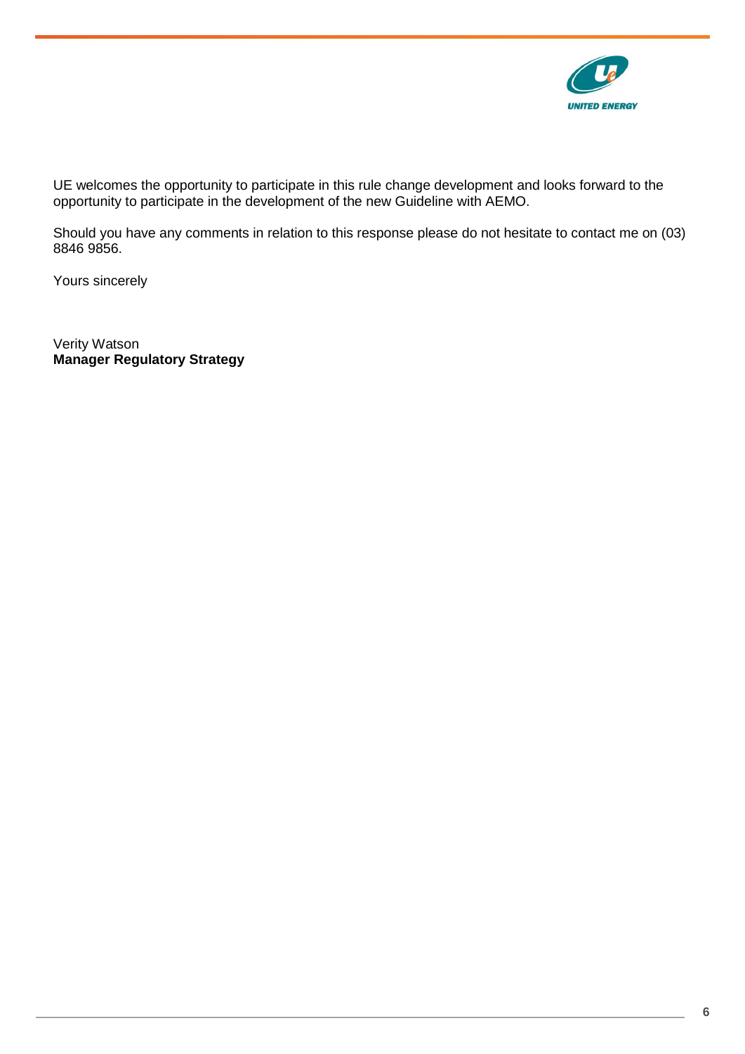UE welcomes the opportunity to participate in this rule change development and looks forward to the opportunity to participate in the development of the new Guideline with AEMO.

Should you have any comments in relation to this response please do not hesitate to contact me on (03) 8846 9856.

Yours sincerely

Verity Watson
**Manager Regulatory Strategy**